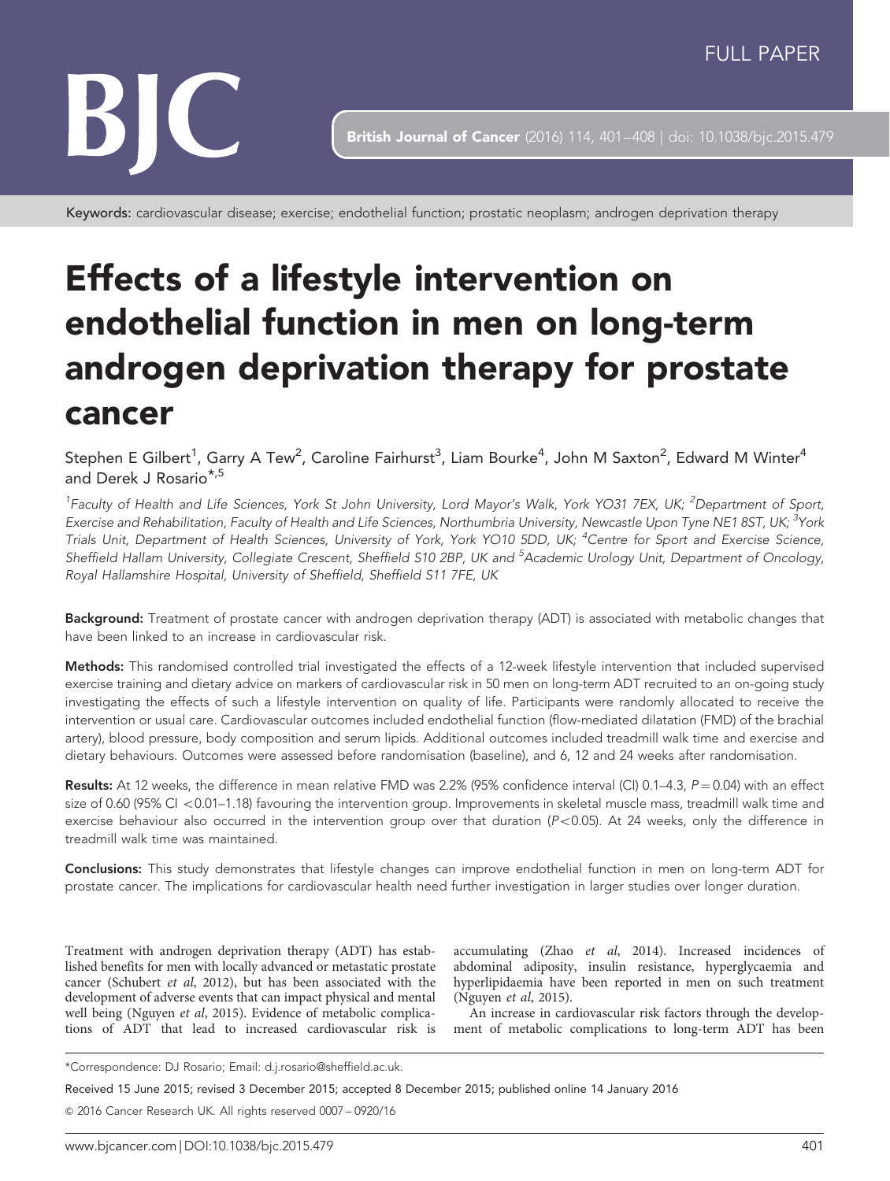FULL PAPER

Keywords: cardiovascular disease; exercise; endothelial function; prostatic neoplasm; androgen deprivation therapy

# Effects of a lifestyle intervention on endothelial function in men on long-term androgen deprivation therapy for prostate cancer

Stephen E Gilbert[1], Garry A Tew[2], Caroline Fairhurst[3], Liam Bourke[4], John M Saxton[2], Edward M Winter[4] and Derek J Rosario[*,5]

[1]Faculty of Health and Life Sciences, York St John University, Lord Mayor's Walk, York YO31 7EX, UK; [2]Department of Sport, Exercise and Rehabilitation, Faculty of Health and Life Sciences, Northumbria University, Newcastle Upon Tyne NE1 8ST, UK; [3]York Trials Unit, Department of Health Sciences, University of York, York YO10 5DD, UK; [4]Centre for Sport and Exercise Science, Sheffield Hallam University, Collegiate Crescent, Sheffield S10 2BP, UK and [5]Academic Urology Unit, Department of Oncology, Royal Hallamshire Hospital, University of Sheffield, Sheffield S11 7FE, UK

**Background:** Treatment of prostate cancer with androgen deprivation therapy (ADT) is associated with metabolic changes that have been linked to an increase in cardiovascular risk.

**Methods:** This randomised controlled trial investigated the effects of a 12-week lifestyle intervention that included supervised exercise training and dietary advice on markers of cardiovascular risk in 50 men on long-term ADT recruited to an on-going study investigating the effects of such a lifestyle intervention on quality of life. Participants were randomly allocated to receive the intervention or usual care. Cardiovascular outcomes included endothelial function (flow-mediated dilatation (FMD) of the brachial artery), blood pressure, body composition and serum lipids. Additional outcomes included treadmill walk time and exercise and dietary behaviours. Outcomes were assessed before randomisation (baseline), and 6, 12 and 24 weeks after randomisation.

**Results:** At 12 weeks, the difference in mean relative FMD was 2.2% (95% confidence interval (CI) 0.1–4.3, $P = 0.04$) with an effect size of 0.60 (95% CI $<0.01$–1.18) favouring the intervention group. Improvements in skeletal muscle mass, treadmill walk time and exercise behaviour also occurred in the intervention group over that duration ($P < 0.05$). At 24 weeks, only the difference in treadmill walk time was maintained.

**Conclusions:** This study demonstrates that lifestyle changes can improve endothelial function in men on long-term ADT for prostate cancer. The implications for cardiovascular health need further investigation in larger studies over longer duration.

Treatment with androgen deprivation therapy (ADT) has established benefits for men with locally advanced or metastatic prostate cancer (Schubert *et al*, 2012), but has been associated with the development of adverse events that can impact physical and mental well being (Nguyen *et al*, 2015). Evidence of metabolic complications of ADT that lead to increased cardiovascular risk is accumulating (Zhao *et al*, 2014). Increased incidences of abdominal adiposity, insulin resistance, hyperglycaemia and hyperlipidaemia have been reported in men on such treatment (Nguyen *et al*, 2015).

An increase in cardiovascular risk factors through the development of metabolic complications to long-term ADT has been

*Correspondence: DJ Rosario; Email: d.j.rosario@sheffield.ac.uk.

Received 15 June 2015; revised 3 December 2015; accepted 8 December 2015; published online 14 January 2016

© 2016 Cancer Research UK. All rights reserved 0007 – 0920/16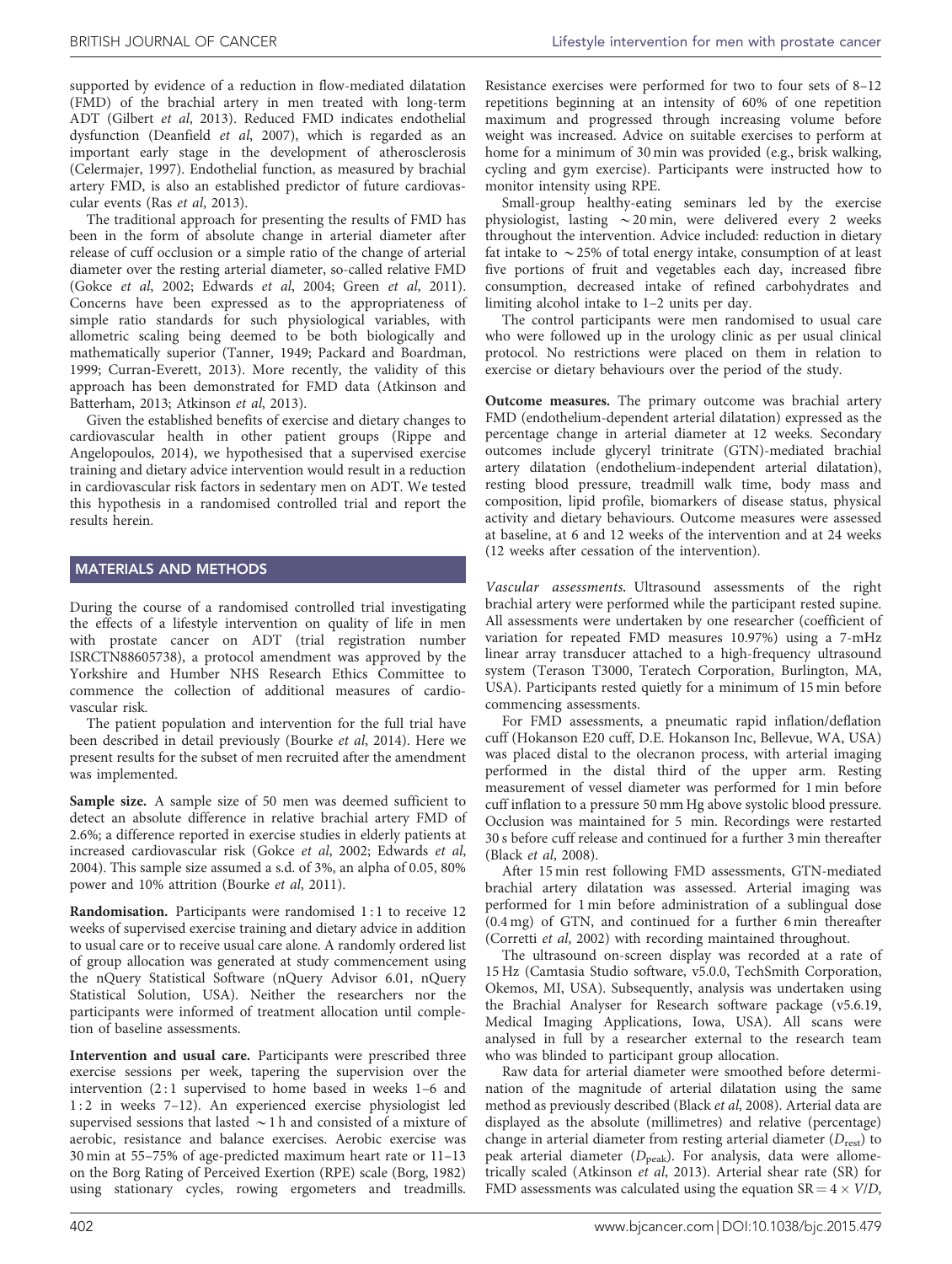supported by evidence of a reduction in flow-mediated dilatation (FMD) of the brachial artery in men treated with long-term ADT (Gilbert *et al*, 2013). Reduced FMD indicates endothelial dysfunction (Deanfield *et al*, 2007), which is regarded as an important early stage in the development of atherosclerosis (Celermajer, 1997). Endothelial function, as measured by brachial artery FMD, is also an established predictor of future cardiovascular events (Ras *et al*, 2013).

The traditional approach for presenting the results of FMD has been in the form of absolute change in arterial diameter after release of cuff occlusion or a simple ratio of the change of arterial diameter over the resting arterial diameter, so-called relative FMD (Gokce *et al*, 2002; Edwards *et al*, 2004; Green *et al*, 2011). Concerns have been expressed as to the appropriateness of simple ratio standards for such physiological variables, with allometric scaling being deemed to be both biologically and mathematically superior (Tanner, 1949; Packard and Boardman, 1999; Curran-Everett, 2013). More recently, the validity of this approach has been demonstrated for FMD data (Atkinson and Batterham, 2013; Atkinson *et al*, 2013).

Given the established benefits of exercise and dietary changes to cardiovascular health in other patient groups (Rippe and Angelopoulos, 2014), we hypothesised that a supervised exercise training and dietary advice intervention would result in a reduction in cardiovascular risk factors in sedentary men on ADT. We tested this hypothesis in a randomised controlled trial and report the results herein.

## MATERIALS AND METHODS

During the course of a randomised controlled trial investigating the effects of a lifestyle intervention on quality of life in men with prostate cancer on ADT (trial registration number ISRCTN88605738), a protocol amendment was approved by the Yorkshire and Humber NHS Research Ethics Committee to commence the collection of additional measures of cardiovascular risk.

The patient population and intervention for the full trial have been described in detail previously (Bourke *et al*, 2014). Here we present results for the subset of men recruited after the amendment was implemented.

**Sample size.** A sample size of 50 men was deemed sufficient to detect an absolute difference in relative brachial artery FMD of 2.6%; a difference reported in exercise studies in elderly patients at increased cardiovascular risk (Gokce *et al*, 2002; Edwards *et al*, 2004). This sample size assumed a s.d. of 3%, an alpha of 0.05, 80% power and 10% attrition (Bourke *et al*, 2011).

**Randomisation.** Participants were randomised 1 : 1 to receive 12 weeks of supervised exercise training and dietary advice in addition to usual care or to receive usual care alone. A randomly ordered list of group allocation was generated at study commencement using the nQuery Statistical Software (nQuery Advisor 6.01, nQuery Statistical Solution, USA). Neither the researchers nor the participants were informed of treatment allocation until completion of baseline assessments.

**Intervention and usual care.** Participants were prescribed three exercise sessions per week, tapering the supervision over the intervention (2 : 1 supervised to home based in weeks 1–6 and 1 : 2 in weeks 7–12). An experienced exercise physiologist led supervised sessions that lasted ~1 h and consisted of a mixture of aerobic, resistance and balance exercises. Aerobic exercise was 30 min at 55–75% of age-predicted maximum heart rate or 11–13 on the Borg Rating of Perceived Exertion (RPE) scale (Borg, 1982) using stationary cycles, rowing ergometers and treadmills. Resistance exercises were performed for two to four sets of 8–12 repetitions beginning at an intensity of 60% of one repetition maximum and progressed through increasing volume before weight was increased. Advice on suitable exercises to perform at home for a minimum of 30 min was provided (e.g., brisk walking, cycling and gym exercise). Participants were instructed how to monitor intensity using RPE.

Small-group healthy-eating seminars led by the exercise physiologist, lasting ~20 min, were delivered every 2 weeks throughout the intervention. Advice included: reduction in dietary fat intake to ~25% of total energy intake, consumption of at least five portions of fruit and vegetables each day, increased fibre consumption, decreased intake of refined carbohydrates and limiting alcohol intake to 1–2 units per day.

The control participants were men randomised to usual care who were followed up in the urology clinic as per usual clinical protocol. No restrictions were placed on them in relation to exercise or dietary behaviours over the period of the study.

**Outcome measures.** The primary outcome was brachial artery FMD (endothelium-dependent arterial dilatation) expressed as the percentage change in arterial diameter at 12 weeks. Secondary outcomes include glyceryl trinitrate (GTN)-mediated brachial artery dilatation (endothelium-independent arterial dilatation), resting blood pressure, treadmill walk time, body mass and composition, lipid profile, biomarkers of disease status, physical activity and dietary behaviours. Outcome measures were assessed at baseline, at 6 and 12 weeks of the intervention and at 24 weeks (12 weeks after cessation of the intervention).

*Vascular assessments.* Ultrasound assessments of the right brachial artery were performed while the participant rested supine. All assessments were undertaken by one researcher (coefficient of variation for repeated FMD measures 10.97%) using a 7-mHz linear array transducer attached to a high-frequency ultrasound system (Terason T3000, Teratech Corporation, Burlington, MA, USA). Participants rested quietly for a minimum of 15 min before commencing assessments.

For FMD assessments, a pneumatic rapid inflation/deflation cuff (Hokanson E20 cuff, D.E. Hokanson Inc, Bellevue, WA, USA) was placed distal to the olecranon process, with arterial imaging performed in the distal third of the upper arm. Resting measurement of vessel diameter was performed for 1 min before cuff inflation to a pressure 50 mm Hg above systolic blood pressure. Occlusion was maintained for 5 min. Recordings were restarted 30 s before cuff release and continued for a further 3 min thereafter (Black *et al*, 2008).

After 15 min rest following FMD assessments, GTN-mediated brachial artery dilatation was assessed. Arterial imaging was performed for 1 min before administration of a sublingual dose (0.4 mg) of GTN, and continued for a further 6 min thereafter (Corretti *et al*, 2002) with recording maintained throughout.

The ultrasound on-screen display was recorded at a rate of 15 Hz (Camtasia Studio software, v5.0.0, TechSmith Corporation, Okemos, MI, USA). Subsequently, analysis was undertaken using the Brachial Analyser for Research software package (v5.6.19, Medical Imaging Applications, Iowa, USA). All scans were analysed in full by a researcher external to the research team who was blinded to participant group allocation.

Raw data for arterial diameter were smoothed before determination of the magnitude of arterial dilatation using the same method as previously described (Black *et al*, 2008). Arterial data are displayed as the absolute (millimetres) and relative (percentage) change in arterial diameter from resting arterial diameter ($D_{rest}$) to peak arterial diameter ($D_{peak}$). For analysis, data were allometrically scaled (Atkinson *et al*, 2013). Arterial shear rate (SR) for FMD assessments was calculated using the equation $SR = 4 \times V/D$,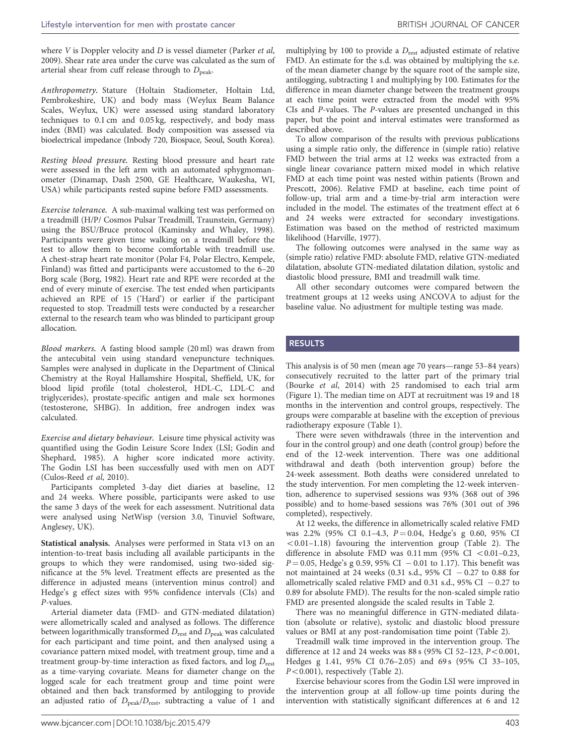where $V$ is Doppler velocity and $D$ is vessel diameter (Parker *et al*, 2009). Shear rate area under the curve was calculated as the sum of arterial shear from cuff release through to $D_{peak}$.

*Anthropometry.* Stature (Holtain Stadiometer, Holtain Ltd, Pembrokeshire, UK) and body mass (Weylux Beam Balance Scales, Weylux, UK) were assessed using standard laboratory techniques to 0.1 cm and 0.05 kg, respectively, and body mass index (BMI) was calculated. Body composition was assessed via bioelectrical impedance (Inbody 720, Biospace, Seoul, South Korea).

*Resting blood pressure.* Resting blood pressure and heart rate were assessed in the left arm with an automated sphygmomanometer (Dinamap, Dash 2500, GE Healthcare, Waukesha, WI, USA) while participants rested supine before FMD assessments.

*Exercise tolerance.* A sub-maximal walking test was performed on a treadmill (H/P/ Cosmos Pulsar Treadmill, Traunstein, Germany) using the BSU/Bruce protocol (Kaminsky and Whaley, 1998). Participants were given time walking on a treadmill before the test to allow them to become comfortable with treadmill use. A chest-strap heart rate monitor (Polar F4, Polar Electro, Kempele, Finland) was fitted and participants were accustomed to the 6–20 Borg scale (Borg, 1982). Heart rate and RPE were recorded at the end of every minute of exercise. The test ended when participants achieved an RPE of 15 ('Hard') or earlier if the participant requested to stop. Treadmill tests were conducted by a researcher external to the research team who was blinded to participant group allocation.

*Blood markers.* A fasting blood sample (20 ml) was drawn from the antecubital vein using standard venepuncture techniques. Samples were analysed in duplicate in the Department of Clinical Chemistry at the Royal Hallamshire Hospital, Sheffield, UK, for blood lipid profile (total cholesterol, HDL-C, LDL-C and triglycerides), prostate-specific antigen and male sex hormones (testosterone, SHBG). In addition, free androgen index was calculated.

*Exercise and dietary behaviour.* Leisure time physical activity was quantified using the Godin Leisure Score Index (LSI; Godin and Shephard, 1985). A higher score indicated more activity. The Godin LSI has been successfully used with men on ADT (Culos-Reed *et al*, 2010).

Participants completed 3-day diet diaries at baseline, 12 and 24 weeks. Where possible, participants were asked to use the same 3 days of the week for each assessment. Nutritional data were analysed using NetWisp (version 3.0, Tinuviel Software, Anglesey, UK).

**Statistical analysis.** Analyses were performed in Stata v13 on an intention-to-treat basis including all available participants in the groups to which they were randomised, using two-sided significance at the 5% level. Treatment effects are presented as the difference in adjusted means (intervention minus control) and Hedge's g effect sizes with 95% confidence intervals (CIs) and *P*-values.

Arterial diameter data (FMD- and GTN-mediated dilatation) were allometrically scaled and analysed as follows. The difference between logarithmically transformed $D_{rest}$ and $D_{peak}$ was calculated for each participant and time point, and then analysed using a covariance pattern mixed model, with treatment group, time and a treatment group-by-time interaction as fixed factors, and log $D_{rest}$ as a time-varying covariate. Means for diameter change on the logged scale for each treatment group and time point were obtained and then back transformed by antilogging to provide an adjusted ratio of $D_{peak}/D_{rest}$, subtracting a value of 1 and multiplying by 100 to provide a $D_{rest}$ adjusted estimate of relative FMD. An estimate for the s.d. was obtained by multiplying the s.e. of the mean diameter change by the square root of the sample size, antilogging, subtracting 1 and multiplying by 100. Estimates for the difference in mean diameter change between the treatment groups at each time point were extracted from the model with 95% CIs and *P*-values. The *P*-values are presented unchanged in this paper, but the point and interval estimates were transformed as described above.

To allow comparison of the results with previous publications using a simple ratio only, the difference in (simple ratio) relative FMD between the trial arms at 12 weeks was extracted from a single linear covariance pattern mixed model in which relative FMD at each time point was nested within patients (Brown and Prescott, 2006). Relative FMD at baseline, each time point of follow-up, trial arm and a time-by-trial arm interaction were included in the model. The estimates of the treatment effect at 6 and 24 weeks were extracted for secondary investigations. Estimation was based on the method of restricted maximum likelihood (Harville, 1977).

The following outcomes were analysed in the same way as (simple ratio) relative FMD: absolute FMD, relative GTN-mediated dilatation, absolute GTN-mediated dilatation dilation, systolic and diastolic blood pressure, BMI and treadmill walk time.

All other secondary outcomes were compared between the treatment groups at 12 weeks using ANCOVA to adjust for the baseline value. No adjustment for multiple testing was made.

## RESULTS

This analysis is of 50 men (mean age 70 years—range 53–84 years) consecutively recruited to the latter part of the primary trial (Bourke *et al*, 2014) with 25 randomised to each trial arm (Figure 1). The median time on ADT at recruitment was 19 and 18 months in the intervention and control groups, respectively. The groups were comparable at baseline with the exception of previous radiotherapy exposure (Table 1).

There were seven withdrawals (three in the intervention and four in the control group) and one death (control group) before the end of the 12-week intervention. There was one additional withdrawal and death (both intervention group) before the 24-week assessment. Both deaths were considered unrelated to the study intervention. For men completing the 12-week intervention, adherence to supervised sessions was 93% (368 out of 396 possible) and to home-based sessions was 76% (301 out of 396 completed), respectively.

At 12 weeks, the difference in allometrically scaled relative FMD was 2.2% (95% CI 0.1–4.3, $P = 0.04$, Hedge's g 0.60, 95% CI $<$0.01–1.18) favouring the intervention group (Table 2). The difference in absolute FMD was 0.11 mm (95% CI $<$0.01–0.23, $P = 0.05$, Hedge's g 0.59, 95% CI $-0.01$ to 1.17). This benefit was not maintained at 24 weeks (0.31 s.d., 95% CI $-0.27$ to 0.88 for allometrically scaled relative FMD and 0.31 s.d., 95% CI $-0.27$ to 0.89 for absolute FMD). The results for the non-scaled simple ratio FMD are presented alongside the scaled results in Table 2.

There was no meaningful difference in GTN-mediated dilatation (absolute or relative), systolic and diastolic blood pressure values or BMI at any post-randomisation time point (Table 2).

Treadmill walk time improved in the intervention group. The difference at 12 and 24 weeks was 88 s (95% CI 52–123, $P < 0.001$, Hedges g 1.41, 95% CI 0.76–2.05) and 69 s (95% CI 33–105, $P < 0.001$), respectively (Table 2).

Exercise behaviour scores from the Godin LSI were improved in the intervention group at all follow-up time points during the intervention with statistically significant differences at 6 and 12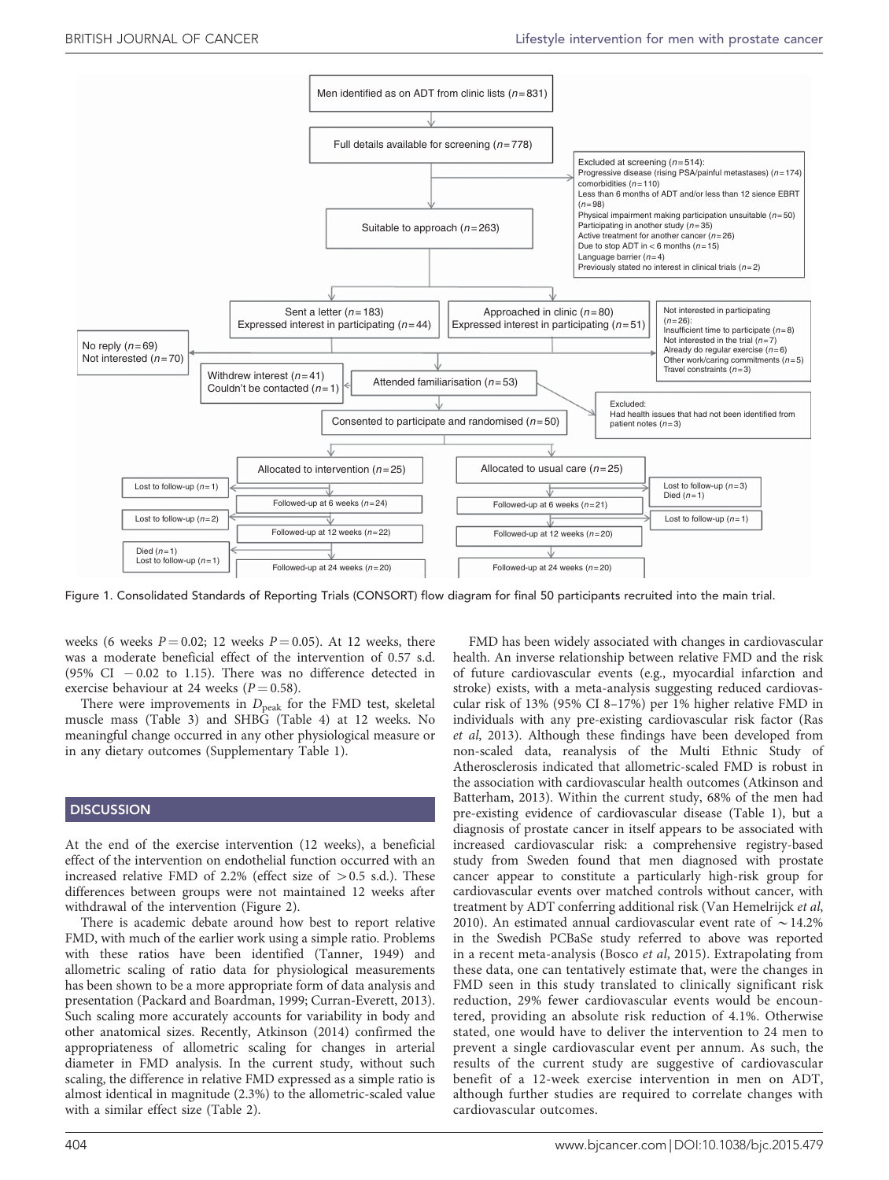Men identified as on ADT from clinic lists (n=831)

Full details available for screening (n=778)

Excluded at screening (n=514):
Progressive disease (rising PSA/painful metastases) (n=174)
comorbidities (n=110)
Less than 6 months of ADT and/or less than 12 sience EBRT (n=98)
Physical impairment making participation unsuitable (n=50)
Participating in another study (n=35)
Active treatment for another cancer (n=26)
Due to stop ADT in < 6 months (n=15)
Language barrier (n=4)
Previously stated no interest in clinical trials (n=2)

Suitable to approach (n=263)

Sent a letter (n=183)
Expressed interest in participating (n=44)

Approached in clinic (n=80)
Expressed interest in participating (n=51)

No reply (n=69)
Not interested (n=70)

Not interested in participating (n=26):
Insufficient time to participate (n=8)
Not interested in the trial (n=7)
Already do regular exercise (n=6)
Other work/caring commitments (n=5)
Travel constraints (n=3)

Withdrew interest (n=41)
Couldn't be contacted (n=1)

Attended familiarisation (n=53)

Excluded:
Had health issues that had not been identified from patient notes (n=3)

Consented to participate and randomised (n=50)

Allocated to intervention (n=25)

Allocated to usual care (n=25)

Lost to follow-up (n=1)

Followed-up at 6 weeks (n=24)

Followed-up at 6 weeks (n=21)

Lost to follow-up (n=3)
Died (n=1)

Lost to follow-up (n=2)

Followed-up at 12 weeks (n=22)

Followed-up at 12 weeks (n=20)

Lost to follow-up (n=1)

Died (n=1)
Lost to follow-up (n=1)

Followed-up at 24 weeks (n=20)

Followed-up at 24 weeks (n=20)

Figure 1. Consolidated Standards of Reporting Trials (CONSORT) flow diagram for final 50 participants recruited into the main trial.

weeks (6 weeks $P=0.02$; 12 weeks $P=0.05$). At 12 weeks, there was a moderate beneficial effect of the intervention of 0.57 s.d. (95% CI −0.02 to 1.15). There was no difference detected in exercise behaviour at 24 weeks ($P=0.58$).

There were improvements in $D_{peak}$ for the FMD test, skeletal muscle mass (Table 3) and SHBG (Table 4) at 12 weeks. No meaningful change occurred in any other physiological measure or in any dietary outcomes (Supplementary Table 1).

## DISCUSSION

At the end of the exercise intervention (12 weeks), a beneficial effect of the intervention on endothelial function occurred with an increased relative FMD of 2.2% (effect size of >0.5 s.d.). These differences between groups were not maintained 12 weeks after withdrawal of the intervention (Figure 2).

There is academic debate around how best to report relative FMD, with much of the earlier work using a simple ratio. Problems with these ratios have been identified (Tanner, 1949) and allometric scaling of ratio data for physiological measurements has been shown to be a more appropriate form of data analysis and presentation (Packard and Boardman, 1999; Curran-Everett, 2013). Such scaling more accurately accounts for variability in body and other anatomical sizes. Recently, Atkinson (2014) confirmed the appropriateness of allometric scaling for changes in arterial diameter in FMD analysis. In the current study, without such scaling, the difference in relative FMD expressed as a simple ratio is almost identical in magnitude (2.3%) to the allometric-scaled value with a similar effect size (Table 2).

FMD has been widely associated with changes in cardiovascular health. An inverse relationship between relative FMD and the risk of future cardiovascular events (e.g., myocardial infarction and stroke) exists, with a meta-analysis suggesting reduced cardiovascular risk of 13% (95% CI 8–17%) per 1% higher relative FMD in individuals with any pre-existing cardiovascular risk factor (Ras *et al*, 2013). Although these findings have been developed from non-scaled data, reanalysis of the Multi Ethnic Study of Atherosclerosis indicated that allometric-scaled FMD is robust in the association with cardiovascular health outcomes (Atkinson and Batterham, 2013). Within the current study, 68% of the men had pre-existing evidence of cardiovascular disease (Table 1), but a diagnosis of prostate cancer in itself appears to be associated with increased cardiovascular risk: a comprehensive registry-based study from Sweden found that men diagnosed with prostate cancer appear to constitute a particularly high-risk group for cardiovascular events over matched controls without cancer, with treatment by ADT conferring additional risk (Van Hemelrijck *et al*, 2010). An estimated annual cardiovascular event rate of ~14.2% in the Swedish PCBaSe study referred to above was reported in a recent meta-analysis (Bosco *et al*, 2015). Extrapolating from these data, one can tentatively estimate that, were the changes in FMD seen in this study translated to clinically significant risk reduction, 29% fewer cardiovascular events would be encountered, providing an absolute risk reduction of 4.1%. Otherwise stated, one would have to deliver the intervention to 24 men to prevent a single cardiovascular event per annum. As such, the results of the current study are suggestive of cardiovascular benefit of a 12-week exercise intervention in men on ADT, although further studies are required to correlate changes with cardiovascular outcomes.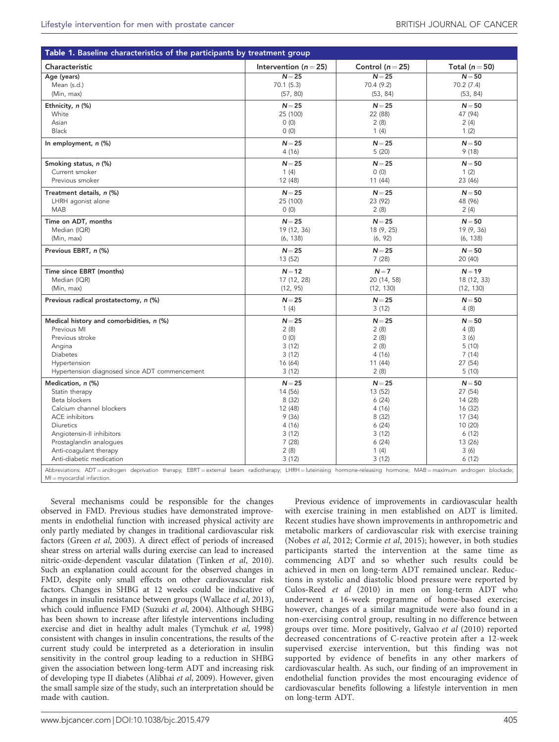**Table 1. Baseline characteristics of the participants by treatment group**

| Characteristic | Intervention (n = 25) | Control (n = 25) | Total (n = 50) |
|---|---|---|---|
| **Age (years)** | N = 25 | N = 25 | N = 50 |
| Mean (s.d.) | 70.1 (5.3) | 70.4 (9.2) | 70.2 (7.4) |
| (Min, max) | (57, 80) | (53, 84) | (53, 84) |
| **Ethnicity, n (%)** | N = 25 | N = 25 | N = 50 |
| White | 25 (100) | 22 (88) | 47 (94) |
| Asian | 0 (0) | 2 (8) | 2 (4) |
| Black | 0 (0) | 1 (4) | 1 (2) |
| **In employment, n (%)** | N = 25 | N = 25 | N = 50 |
| | 4 (16) | 5 (20) | 9 (18) |
| **Smoking status, n (%)** | N = 25 | N = 25 | N = 50 |
| Current smoker | 1 (4) | 0 (0) | 1 (2) |
| Previous smoker | 12 (48) | 11 (44) | 23 (46) |
| **Treatment details, n (%)** | N = 25 | N = 25 | N = 50 |
| LHRH agonist alone | 25 (100) | 23 (92) | 48 (96) |
| MAB | 0 (0) | 2 (8) | 2 (4) |
| **Time on ADT, months** | N = 25 | N = 25 | N = 50 |
| Median (IQR) | 19 (12, 36) | 18 (9, 25) | 19 (9, 36) |
| (Min, max) | (6, 138) | (6, 92) | (6, 138) |
| **Previous EBRT, n (%)** | N = 25 | N = 25 | N = 50 |
| | 13 (52) | 7 (28) | 20 (40) |
| **Time since EBRT (months)** | N = 12 | N = 7 | N = 19 |
| Median (IQR) | 17 (12, 28) | 20 (14, 58) | 18 (12, 33) |
| (Min, max) | (12, 95) | (12, 130) | (12, 130) |
| **Previous radical prostatectomy, n (%)** | N = 25 | N = 25 | N = 50 |
| | 1 (4) | 3 (12) | 4 (8) |
| **Medical history and comorbidities, n (%)** | N = 25 | N = 25 | N = 50 |
| Previous MI | 2 (8) | 2 (8) | 4 (8) |
| Previous stroke | 0 (0) | 2 (8) | 3 (6) |
| Angina | 3 (12) | 2 (8) | 5 (10) |
| Diabetes | 3 (12) | 4 (16) | 7 (14) |
| Hypertension | 16 (64) | 11 (44) | 27 (54) |
| Hypertension diagnosed since ADT commencement | 3 (12) | 2 (8) | 5 (10) |
| **Medication, n (%)** | N = 25 | N = 25 | N = 50 |
| Statin therapy | 14 (56) | 13 (52) | 27 (54) |
| Beta blockers | 8 (32) | 6 (24) | 14 (28) |
| Calcium channel blockers | 12 (48) | 4 (16) | 16 (32) |
| ACE inhibitors | 9 (36) | 8 (32) | 17 (34) |
| Diuretics | 4 (16) | 6 (24) | 10 (20) |
| Angiotensin-II inhibitors | 3 (12) | 3 (12) | 6 (12) |
| Prostaglandin analogues | 7 (28) | 6 (24) | 13 (26) |
| Anti-coagulant therapy | 2 (8) | 1 (4) | 3 (6) |
| Anti-diabetic medication | 3 (12) | 3 (12) | 6 (12) |

Abbreviations: ADT = androgen deprivation therapy; EBRT = external beam radiotherapy; LHRH = luteinising hormone-releasing hormone; MAB = maximum androgen blockade; MI = myocardial infarction.

Several mechanisms could be responsible for the changes observed in FMD. Previous studies have demonstrated improvements in endothelial function with increased physical activity are only partly mediated by changes in traditional cardiovascular risk factors (Green *et al*, 2003). A direct effect of periods of increased shear stress on arterial walls during exercise can lead to increased nitric-oxide-dependent vascular dilatation (Tinken *et al*, 2010). Such an explanation could account for the observed changes in FMD, despite only small effects on other cardiovascular risk factors. Changes in SHBG at 12 weeks could be indicative of changes in insulin resistance between groups (Wallace *et al*, 2013), which could influence FMD (Suzuki *et al*, 2004). Although SHBG has been shown to increase after lifestyle interventions including exercise and diet in healthy adult males (Tymchuk *et al*, 1998) consistent with changes in insulin concentrations, the results of the current study could be interpreted as a deterioration in insulin sensitivity in the control group leading to a reduction in SHBG given the association between long-term ADT and increasing risk of developing type II diabetes (Alibhai *et al*, 2009). However, given the small sample size of the study, such an interpretation should be made with caution.

Previous evidence of improvements in cardiovascular health with exercise training in men established on ADT is limited. Recent studies have shown improvements in anthropometric and metabolic markers of cardiovascular risk with exercise training (Nobes *et al*, 2012; Cormie *et al*, 2015); however, in both studies participants started the intervention at the same time as commencing ADT and so whether such results could be achieved in men on long-term ADT remained unclear. Reductions in systolic and diastolic blood pressure were reported by Culos-Reed *et al* (2010) in men on long-term ADT who underwent a 16-week programme of home-based exercise; however, changes of a similar magnitude were also found in a non-exercising control group, resulting in no difference between groups over time. More positively, Galvao *et al* (2010) reported decreased concentrations of C-reactive protein after a 12-week supervised exercise intervention, but this finding was not supported by evidence of benefits in any other markers of cardiovascular health. As such, our finding of an improvement in endothelial function provides the most encouraging evidence of cardiovascular benefits following a lifestyle intervention in men on long-term ADT.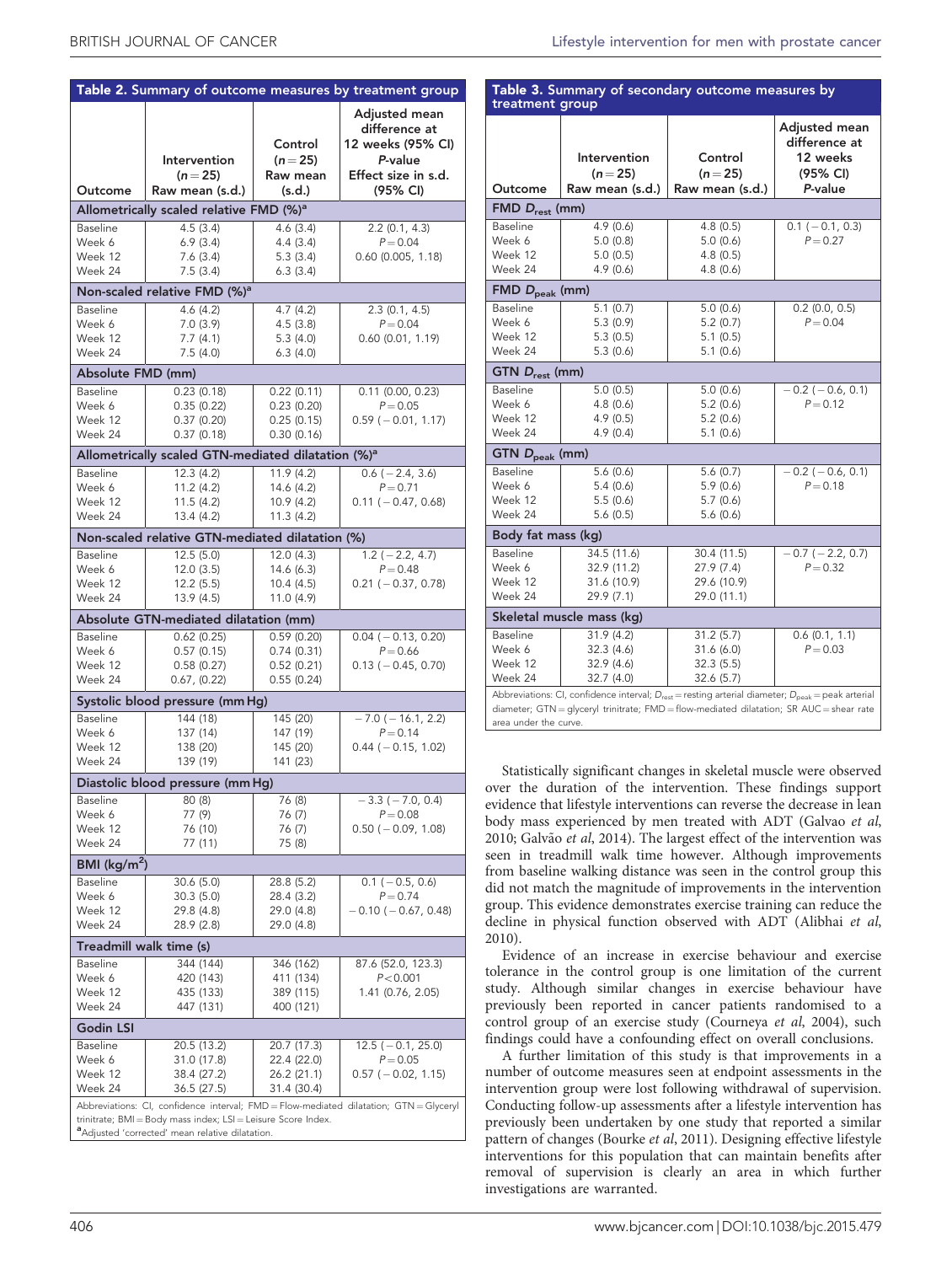**Table 2. Summary of outcome measures by treatment group**

| Outcome | Intervention (n = 25) Raw mean (s.d.) | Control (n = 25) Raw mean (s.d.) | Adjusted mean difference at 12 weeks (95% CI) P-value Effect size in s.d. (95% CI) |
|---|---|---|---|
| **Allometrically scaled relative FMD (%)[a]** | | | |
| Baseline | 4.5 (3.4) | 4.6 (3.4) | 2.2 (0.1, 4.3) |
| Week 6 | 6.9 (3.4) | 4.4 (3.4) | $P = 0.04$ |
| Week 12 | 7.6 (3.4) | 5.3 (3.4) | 0.60 (0.005, 1.18) |
| Week 24 | 7.5 (3.4) | 6.3 (3.4) | |
| **Non-scaled relative FMD (%)[a]** | | | |
| Baseline | 4.6 (4.2) | 4.7 (4.2) | 2.3 (0.1, 4.5) |
| Week 6 | 7.0 (3.9) | 4.5 (3.8) | $P = 0.04$ |
| Week 12 | 7.7 (4.1) | 5.3 (4.0) | 0.60 (0.01, 1.19) |
| Week 24 | 7.5 (4.0) | 6.3 (4.0) | |
| **Absolute FMD (mm)** | | | |
| Baseline | 0.23 (0.18) | 0.22 (0.11) | 0.11 (0.00, 0.23) |
| Week 6 | 0.35 (0.22) | 0.23 (0.20) | $P = 0.05$ |
| Week 12 | 0.37 (0.20) | 0.25 (0.15) | 0.59 (−0.01, 1.17) |
| Week 24 | 0.37 (0.18) | 0.30 (0.16) | |
| **Allometrically scaled GTN-mediated dilatation (%)[a]** | | | |
| Baseline | 12.3 (4.2) | 11.9 (4.2) | 0.6 (−2.4, 3.6) |
| Week 6 | 11.2 (4.2) | 14.6 (4.2) | $P = 0.71$ |
| Week 12 | 11.5 (4.2) | 10.9 (4.2) | 0.11 (−0.47, 0.68) |
| Week 24 | 13.4 (4.2) | 11.3 (4.2) | |
| **Non-scaled relative GTN-mediated dilatation (%)** | | | |
| Baseline | 12.5 (5.0) | 12.0 (4.3) | 1.2 (−2.2, 4.7) |
| Week 6 | 12.0 (3.5) | 14.6 (6.3) | $P = 0.48$ |
| Week 12 | 12.2 (5.5) | 10.4 (4.5) | 0.21 (−0.37, 0.78) |
| Week 24 | 13.9 (4.5) | 11.0 (4.9) | |
| **Absolute GTN-mediated dilatation (mm)** | | | |
| Baseline | 0.62 (0.25) | 0.59 (0.20) | 0.04 (−0.13, 0.20) |
| Week 6 | 0.57 (0.15) | 0.74 (0.31) | $P = 0.66$ |
| Week 12 | 0.58 (0.27) | 0.52 (0.21) | 0.13 (−0.45, 0.70) |
| Week 24 | 0.67, (0.22) | 0.55 (0.24) | |
| **Systolic blood pressure (mm Hg)** | | | |
| Baseline | 144 (18) | 145 (20) | −7.0 (−16.1, 2.2) |
| Week 6 | 137 (14) | 147 (19) | $P = 0.14$ |
| Week 12 | 138 (20) | 145 (20) | 0.44 (−0.15, 1.02) |
| Week 24 | 139 (19) | 141 (23) | |
| **Diastolic blood pressure (mm Hg)** | | | |
| Baseline | 80 (8) | 76 (8) | −3.3 (−7.0, 0.4) |
| Week 6 | 77 (9) | 76 (7) | $P = 0.08$ |
| Week 12 | 76 (10) | 76 (7) | 0.50 (−0.09, 1.08) |
| Week 24 | 77 (11) | 75 (8) | |
| **BMI (kg/m$^2$)** | | | |
| Baseline | 30.6 (5.0) | 28.8 (5.2) | 0.1 (−0.5, 0.6) |
| Week 6 | 30.3 (5.0) | 28.4 (3.2) | $P = 0.74$ |
| Week 12 | 29.8 (4.8) | 29.0 (4.8) | −0.10 (−0.67, 0.48) |
| Week 24 | 28.9 (2.8) | 29.0 (4.8) | |
| **Treadmill walk time (s)** | | | |
| Baseline | 344 (144) | 346 (162) | 87.6 (52.0, 123.3) |
| Week 6 | 420 (143) | 411 (134) | $P < 0.001$ |
| Week 12 | 435 (133) | 389 (115) | 1.41 (0.76, 2.05) |
| Week 24 | 447 (131) | 400 (121) | |
| **Godin LSI** | | | |
| Baseline | 20.5 (13.2) | 20.7 (17.3) | 12.5 (−0.1, 25.0) |
| Week 6 | 31.0 (17.8) | 22.4 (22.0) | $P = 0.05$ |
| Week 12 | 38.4 (27.2) | 26.2 (21.1) | 0.57 (−0.02, 1.15) |
| Week 24 | 36.5 (27.5) | 31.4 (30.4) | |

Abbreviations: CI, confidence interval; FMD = Flow-mediated dilatation; GTN = Glyceryl trinitrate; BMI = Body mass index; LSI = Leisure Score Index.
[a]Adjusted 'corrected' mean relative dilatation.

**Table 3. Summary of secondary outcome measures by treatment group**

| Outcome | Intervention (n = 25) Raw mean (s.d.) | Control (n = 25) Raw mean (s.d.) | Adjusted mean difference at 12 weeks (95% CI) P-value |
|---|---|---|---|
| **FMD $D_{rest}$ (mm)** | | | |
| Baseline | 4.9 (0.6) | 4.8 (0.5) | 0.1 (−0.1, 0.3) |
| Week 6 | 5.0 (0.8) | 5.0 (0.6) | $P = 0.27$ |
| Week 12 | 5.0 (0.5) | 4.8 (0.5) | |
| Week 24 | 4.9 (0.6) | 4.8 (0.6) | |
| **FMD $D_{peak}$ (mm)** | | | |
| Baseline | 5.1 (0.7) | 5.0 (0.6) | 0.2 (0.0, 0.5) |
| Week 6 | 5.3 (0.9) | 5.2 (0.7) | $P = 0.04$ |
| Week 12 | 5.3 (0.5) | 5.1 (0.5) | |
| Week 24 | 5.3 (0.6) | 5.1 (0.6) | |
| **GTN $D_{rest}$ (mm)** | | | |
| Baseline | 5.0 (0.5) | 5.0 (0.6) | −0.2 (−0.6, 0.1) |
| Week 6 | 4.8 (0.6) | 5.2 (0.6) | $P = 0.12$ |
| Week 12 | 4.9 (0.5) | 5.2 (0.6) | |
| Week 24 | 4.9 (0.4) | 5.1 (0.6) | |
| **GTN $D_{peak}$ (mm)** | | | |
| Baseline | 5.6 (0.6) | 5.6 (0.7) | −0.2 (−0.6, 0.1) |
| Week 6 | 5.4 (0.6) | 5.9 (0.6) | $P = 0.18$ |
| Week 12 | 5.5 (0.6) | 5.7 (0.6) | |
| Week 24 | 5.6 (0.5) | 5.6 (0.6) | |
| **Body fat mass (kg)** | | | |
| Baseline | 34.5 (11.6) | 30.4 (11.5) | −0.7 (−2.2, 0.7) |
| Week 6 | 32.9 (11.2) | 27.9 (7.4) | $P = 0.32$ |
| Week 12 | 31.6 (10.9) | 29.6 (10.9) | |
| Week 24 | 29.9 (7.1) | 29.0 (11.1) | |
| **Skeletal muscle mass (kg)** | | | |
| Baseline | 31.9 (4.2) | 31.2 (5.7) | 0.6 (0.1, 1.1) |
| Week 6 | 32.3 (4.6) | 31.6 (6.0) | $P = 0.03$ |
| Week 12 | 32.9 (4.6) | 32.3 (5.5) | |
| Week 24 | 32.7 (4.0) | 32.6 (5.7) | |

Abbreviations: CI, confidence interval; $D_{rest}$ = resting arterial diameter; $D_{peak}$ = peak arterial diameter; GTN = glyceryl trinitrate; FMD = flow-mediated dilatation; SR AUC = shear rate area under the curve.

Statistically significant changes in skeletal muscle were observed over the duration of the intervention. These findings support evidence that lifestyle interventions can reverse the decrease in lean body mass experienced by men treated with ADT (Galvao *et al*, 2010; Galvão *et al*, 2014). The largest effect of the intervention was seen in treadmill walk time however. Although improvements from baseline walking distance was seen in the control group this did not match the magnitude of improvements in the intervention group. This evidence demonstrates exercise training can reduce the decline in physical function observed with ADT (Alibhai *et al*, 2010).

Evidence of an increase in exercise behaviour and exercise tolerance in the control group is one limitation of the current study. Although similar changes in exercise behaviour have previously been reported in cancer patients randomised to a control group of an exercise study (Courneya *et al*, 2004), such findings could have a confounding effect on overall conclusions.

A further limitation of this study is that improvements in a number of outcome measures seen at endpoint assessments in the intervention group were lost following withdrawal of supervision. Conducting follow-up assessments after a lifestyle intervention has previously been undertaken by one study that reported a similar pattern of changes (Bourke *et al*, 2011). Designing effective lifestyle interventions for this population that can maintain benefits after removal of supervision is clearly an area in which further investigations are warranted.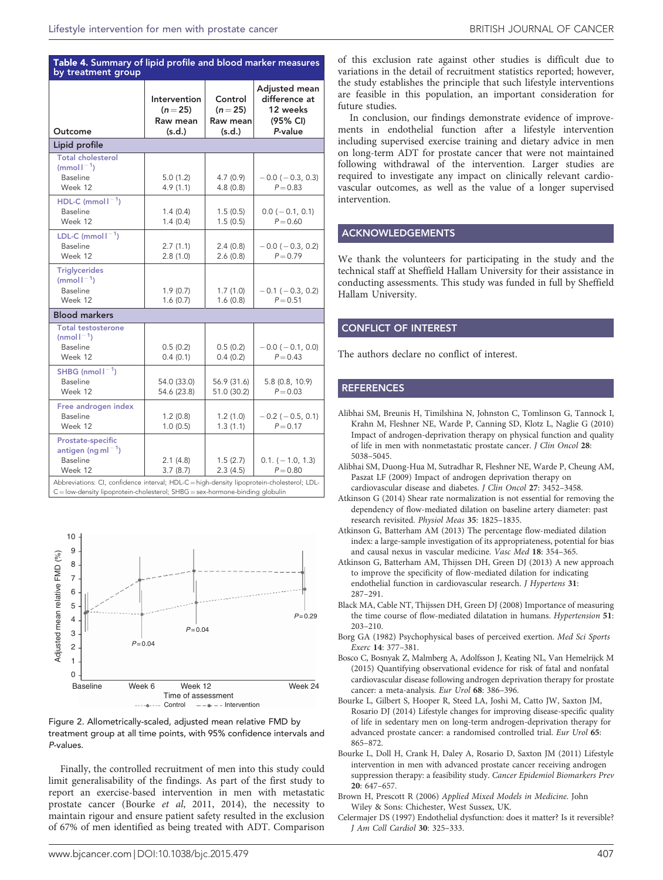**Table 4. Summary of lipid profile and blood marker measures by treatment group**

| Outcome | Intervention ($n=25$) Raw mean (s.d.) | Control ($n=25$) Raw mean (s.d.) | Adjusted mean difference at 12 weeks (95% CI) P-value |
|---|---|---|---|
| **Lipid profile** | | | |
| Total cholesterol (mmol l$^{-1}$) | | | |
| Baseline | 5.0 (1.2) | 4.7 (0.9) | −0.0 (−0.3, 0.3) |
| Week 12 | 4.9 (1.1) | 4.8 (0.8) | $P=0.83$ |
| HDL-C (mmol l$^{-1}$) | | | |
| Baseline | 1.4 (0.4) | 1.5 (0.5) | 0.0 (−0.1, 0.1) |
| Week 12 | 1.4 (0.4) | 1.5 (0.5) | $P=0.60$ |
| LDL-C (mmol l$^{-1}$) | | | |
| Baseline | 2.7 (1.1) | 2.4 (0.8) | −0.0 (−0.3, 0.2) |
| Week 12 | 2.8 (1.0) | 2.6 (0.8) | $P=0.79$ |
| Triglycerides (mmol l$^{-1}$) | | | |
| Baseline | 1.9 (0.7) | 1.7 (1.0) | −0.1 (−0.3, 0.2) |
| Week 12 | 1.6 (0.7) | 1.6 (0.8) | $P=0.51$ |
| **Blood markers** | | | |
| Total testosterone (nmol l$^{-1}$) | | | |
| Baseline | 0.5 (0.2) | 0.5 (0.2) | −0.0 (−0.1, 0.0) |
| Week 12 | 0.4 (0.1) | 0.4 (0.2) | $P=0.43$ |
| SHBG (nmol l$^{-1}$) | | | |
| Baseline | 54.0 (33.0) | 56.9 (31.6) | 5.8 (0.8, 10.9) |
| Week 12 | 54.6 (23.8) | 51.0 (30.2) | $P=0.03$ |
| Free androgen index | | | |
| Baseline | 1.2 (0.8) | 1.2 (1.0) | −0.2 (−0.5, 0.1) |
| Week 12 | 1.0 (0.5) | 1.3 (1.1) | $P=0.17$ |
| Prostate-specific antigen (ng ml$^{-1}$) | | | |
| Baseline | 2.1 (4.8) | 1.5 (2.7) | 0.1. (−1.0, 1.3) |
| Week 12 | 3.7 (8.7) | 2.3 (4.5) | $P=0.80$ |

Abbreviations: CI, confidence interval; HDL-C = high-density lipoprotein-cholesterol; LDL-C = low-density lipoprotein-cholesterol; SHBG = sex-hormone-binding globulin

Figure 2. Allometrically-scaled, adjusted mean relative FMD by treatment group at all time points, with 95% confidence intervals and P-values.

Finally, the controlled recruitment of men into this study could limit generalisability of the findings. As part of the first study to report an exercise-based intervention in men with metastatic prostate cancer (Bourke *et al*, 2011, 2014), the necessity to maintain rigour and ensure patient safety resulted in the exclusion of 67% of men identified as being treated with ADT. Comparison of this exclusion rate against other studies is difficult due to variations in the detail of recruitment statistics reported; however, the study establishes the principle that such lifestyle interventions are feasible in this population, an important consideration for future studies.

In conclusion, our findings demonstrate evidence of improvements in endothelial function after a lifestyle intervention including supervised exercise training and dietary advice in men on long-term ADT for prostate cancer that were not maintained following withdrawal of the intervention. Larger studies are required to investigate any impact on clinically relevant cardiovascular outcomes, as well as the value of a longer supervised intervention.

## ACKNOWLEDGEMENTS

We thank the volunteers for participating in the study and the technical staff at Sheffield Hallam University for their assistance in conducting assessments. This study was funded in full by Sheffield Hallam University.

## CONFLICT OF INTEREST

The authors declare no conflict of interest.

## REFERENCES

Alibhai SM, Breunis H, Timilshina N, Johnston C, Tomlinson G, Tannock I, Krahn M, Fleshner NE, Warde P, Canning SD, Klotz L, Naglie G (2010) Impact of androgen-deprivation therapy on physical function and quality of life in men with nonmetastatic prostate cancer. *J Clin Oncol* **28**: 5038–5045.

Alibhai SM, Duong-Hua M, Sutradhar R, Fleshner NE, Warde P, Cheung AM, Paszat LF (2009) Impact of androgen deprivation therapy on cardiovascular disease and diabetes. *J Clin Oncol* **27**: 3452–3458.

Atkinson G (2014) Shear rate normalization is not essential for removing the dependency of flow-mediated dilation on baseline artery diameter: past research revisited. *Physiol Meas* **35**: 1825–1835.

Atkinson G, Batterham AM (2013) The percentage flow-mediated dilation index: a large-sample investigation of its appropriateness, potential for bias and causal nexus in vascular medicine. *Vasc Med* **18**: 354–365.

Atkinson G, Batterham AM, Thijssen DH, Green DJ (2013) A new approach to improve the specificity of flow-mediated dilation for indicating endothelial function in cardiovascular research. *J Hypertens* **31**: 287–291.

Black MA, Cable NT, Thijssen DH, Green DJ (2008) Importance of measuring the time course of flow-mediated dilatation in humans. *Hypertension* **51**: 203–210.

Borg GA (1982) Psychophysical bases of perceived exertion. *Med Sci Sports Exerc* **14**: 377–381.

Bosco C, Bosnyak Z, Malmberg A, Adolfsson J, Keating NL, Van Hemelrijck M (2015) Quantifying observational evidence for risk of fatal and nonfatal cardiovascular disease following androgen deprivation therapy for prostate cancer: a meta-analysis. *Eur Urol* **68**: 386–396.

Bourke L, Gilbert S, Hooper R, Steed LA, Joshi M, Catto JW, Saxton JM, Rosario DJ (2014) Lifestyle changes for improving disease-specific quality of life in sedentary men on long-term androgen-deprivation therapy for advanced prostate cancer: a randomised controlled trial. *Eur Urol* **65**: 865–872.

Bourke L, Doll H, Crank H, Daley A, Rosario D, Saxton JM (2011) Lifestyle intervention in men with advanced prostate cancer receiving androgen suppression therapy: a feasibility study. *Cancer Epidemiol Biomarkers Prev* **20**: 647–657.

Brown H, Prescott R (2006) *Applied Mixed Models in Medicine*. John Wiley & Sons: Chichester, West Sussex, UK.

Celermajer DS (1997) Endothelial dysfunction: does it matter? Is it reversible? *J Am Coll Cardiol* **30**: 325–333.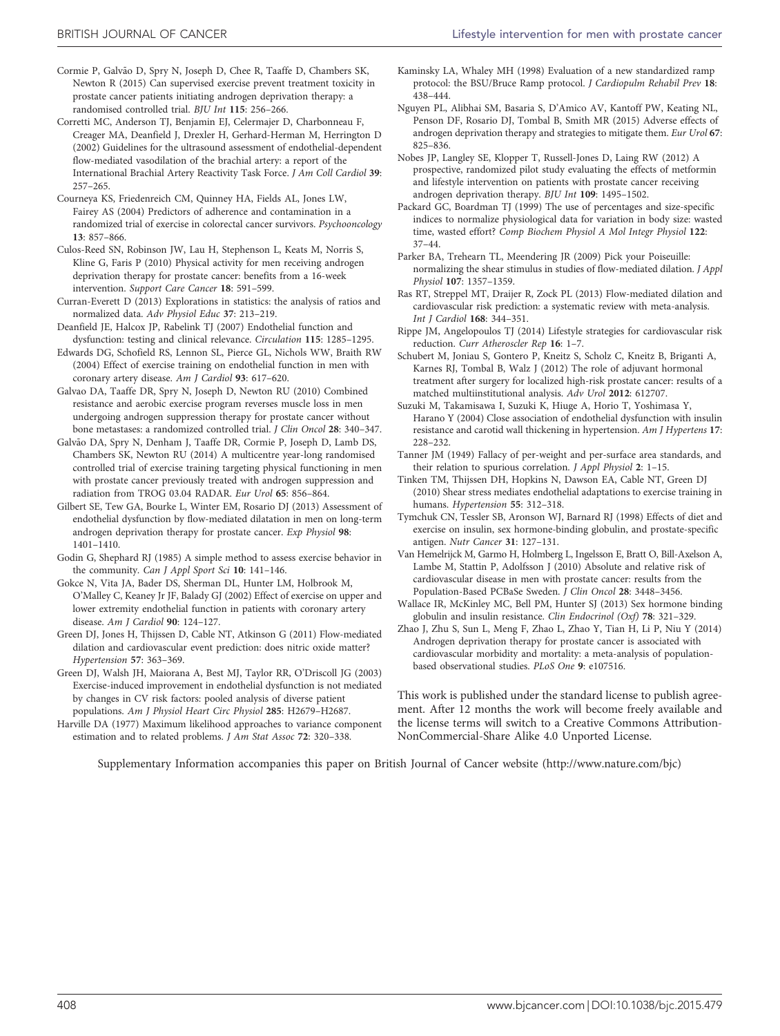Cormie P, Galvão D, Spry N, Joseph D, Chee R, Taaffe D, Chambers SK, Newton R (2015) Can supervised exercise prevent treatment toxicity in prostate cancer patients initiating androgen deprivation therapy: a randomised controlled trial. *BJU Int* **115**: 256–266.

Corretti MC, Anderson TJ, Benjamin EJ, Celermajer D, Charbonneau F, Creager MA, Deanfield J, Drexler H, Gerhard-Herman M, Herrington D (2002) Guidelines for the ultrasound assessment of endothelial-dependent flow-mediated vasodilation of the brachial artery: a report of the International Brachial Artery Reactivity Task Force. *J Am Coll Cardiol* **39**: 257–265.

Courneya KS, Friedenreich CM, Quinney HA, Fields AL, Jones LW, Fairey AS (2004) Predictors of adherence and contamination in a randomized trial of exercise in colorectal cancer survivors. *Psychooncology* **13**: 857–866.

Culos-Reed SN, Robinson JW, Lau H, Stephenson L, Keats M, Norris S, Kline G, Faris P (2010) Physical activity for men receiving androgen deprivation therapy for prostate cancer: benefits from a 16-week intervention. *Support Care Cancer* **18**: 591–599.

Curran-Everett D (2013) Explorations in statistics: the analysis of ratios and normalized data. *Adv Physiol Educ* **37**: 213–219.

Deanfield JE, Halcox JP, Rabelink TJ (2007) Endothelial function and dysfunction: testing and clinical relevance. *Circulation* **115**: 1285–1295.

Edwards DG, Schofield RS, Lennon SL, Pierce GL, Nichols WW, Braith RW (2004) Effect of exercise training on endothelial function in men with coronary artery disease. *Am J Cardiol* **93**: 617–620.

Galvao DA, Taaffe DR, Spry N, Joseph D, Newton RU (2010) Combined resistance and aerobic exercise program reverses muscle loss in men undergoing androgen suppression therapy for prostate cancer without bone metastases: a randomized controlled trial. *J Clin Oncol* **28**: 340–347.

Galvão DA, Spry N, Denham J, Taaffe DR, Cormie P, Joseph D, Lamb DS, Chambers SK, Newton RU (2014) A multicentre year-long randomised controlled trial of exercise training targeting physical functioning in men with prostate cancer previously treated with androgen suppression and radiation from TROG 03.04 RADAR. *Eur Urol* **65**: 856–864.

Gilbert SE, Tew GA, Bourke L, Winter EM, Rosario DJ (2013) Assessment of endothelial dysfunction by flow-mediated dilatation in men on long-term androgen deprivation therapy for prostate cancer. *Exp Physiol* **98**: 1401–1410.

Godin G, Shephard RJ (1985) A simple method to assess exercise behavior in the community. *Can J Appl Sport Sci* **10**: 141–146.

Gokce N, Vita JA, Bader DS, Sherman DL, Hunter LM, Holbrook M, O'Malley C, Keaney Jr JF, Balady GJ (2002) Effect of exercise on upper and lower extremity endothelial function in patients with coronary artery disease. *Am J Cardiol* **90**: 124–127.

Green DJ, Jones H, Thijssen D, Cable NT, Atkinson G (2011) Flow-mediated dilation and cardiovascular event prediction: does nitric oxide matter? *Hypertension* **57**: 363–369.

Green DJ, Walsh JH, Maiorana A, Best MJ, Taylor RR, O'Driscoll JG (2003) Exercise-induced improvement in endothelial dysfunction is not mediated by changes in CV risk factors: pooled analysis of diverse patient populations. *Am J Physiol Heart Circ Physiol* **285**: H2679–H2687.

Harville DA (1977) Maximum likelihood approaches to variance component estimation and to related problems. *J Am Stat Assoc* **72**: 320–338.

Kaminsky LA, Whaley MH (1998) Evaluation of a new standardized ramp protocol: the BSU/Bruce Ramp protocol. *J Cardiopulm Rehabil Prev* **18**: 438–444.

Nguyen PL, Alibhai SM, Basaria S, D'Amico AV, Kantoff PW, Keating NL, Penson DF, Rosario DJ, Tombal B, Smith MR (2015) Adverse effects of androgen deprivation therapy and strategies to mitigate them. *Eur Urol* **67**: 825–836.

Nobes JP, Langley SE, Klopper T, Russell-Jones D, Laing RW (2012) A prospective, randomized pilot study evaluating the effects of metformin and lifestyle intervention on patients with prostate cancer receiving androgen deprivation therapy. *BJU Int* **109**: 1495–1502.

Packard GC, Boardman TJ (1999) The use of percentages and size-specific indices to normalize physiological data for variation in body size: wasted time, wasted effort? *Comp Biochem Physiol A Mol Integr Physiol* **122**: 37–44.

Parker BA, Trehearn TL, Meendering JR (2009) Pick your Poiseuille: normalizing the shear stimulus in studies of flow-mediated dilation. *J Appl Physiol* **107**: 1357–1359.

Ras RT, Streppel MT, Draijer R, Zock PL (2013) Flow-mediated dilation and cardiovascular risk prediction: a systematic review with meta-analysis. *Int J Cardiol* **168**: 344–351.

Rippe JM, Angelopoulos TJ (2014) Lifestyle strategies for cardiovascular risk reduction. *Curr Atheroscler Rep* **16**: 1–7.

Schubert M, Joniau S, Gontero P, Kneitz S, Scholz C, Kneitz B, Briganti A, Karnes RJ, Tombal B, Walz J (2012) The role of adjuvant hormonal treatment after surgery for localized high-risk prostate cancer: results of a matched multiinstitutional analysis. *Adv Urol* **2012**: 612707.

Suzuki M, Takamisawa I, Suzuki K, Hiuge A, Horio T, Yoshimasa Y, Harano Y (2004) Close association of endothelial dysfunction with insulin resistance and carotid wall thickening in hypertension. *Am J Hypertens* **17**: 228–232.

Tanner JM (1949) Fallacy of per-weight and per-surface area standards, and their relation to spurious correlation. *J Appl Physiol* **2**: 1–15.

Tinken TM, Thijssen DH, Hopkins N, Dawson EA, Cable NT, Green DJ (2010) Shear stress mediates endothelial adaptations to exercise training in humans. *Hypertension* **55**: 312–318.

Tymchuk CN, Tessler SB, Aronson WJ, Barnard RJ (1998) Effects of diet and exercise on insulin, sex hormone-binding globulin, and prostate-specific antigen. *Nutr Cancer* **31**: 127–131.

Van Hemelrijck M, Garmo H, Holmberg L, Ingelsson E, Bratt O, Bill-Axelson A, Lambe M, Stattin P, Adolfsson J (2010) Absolute and relative risk of cardiovascular disease in men with prostate cancer: results from the Population-Based PCBaSe Sweden. *J Clin Oncol* **28**: 3448–3456.

Wallace IR, McKinley MC, Bell PM, Hunter SJ (2013) Sex hormone binding globulin and insulin resistance. *Clin Endocrinol (Oxf)* **78**: 321–329.

Zhao J, Zhu S, Sun L, Meng F, Zhao L, Zhao Y, Tian H, Li P, Niu Y (2014) Androgen deprivation therapy for prostate cancer is associated with cardiovascular morbidity and mortality: a meta-analysis of population-based observational studies. *PLoS One* **9**: e107516.

This work is published under the standard license to publish agreement. After 12 months the work will become freely available and the license terms will switch to a Creative Commons Attribution-NonCommercial-Share Alike 4.0 Unported License.

Supplementary Information accompanies this paper on British Journal of Cancer website (http://www.nature.com/bjc)